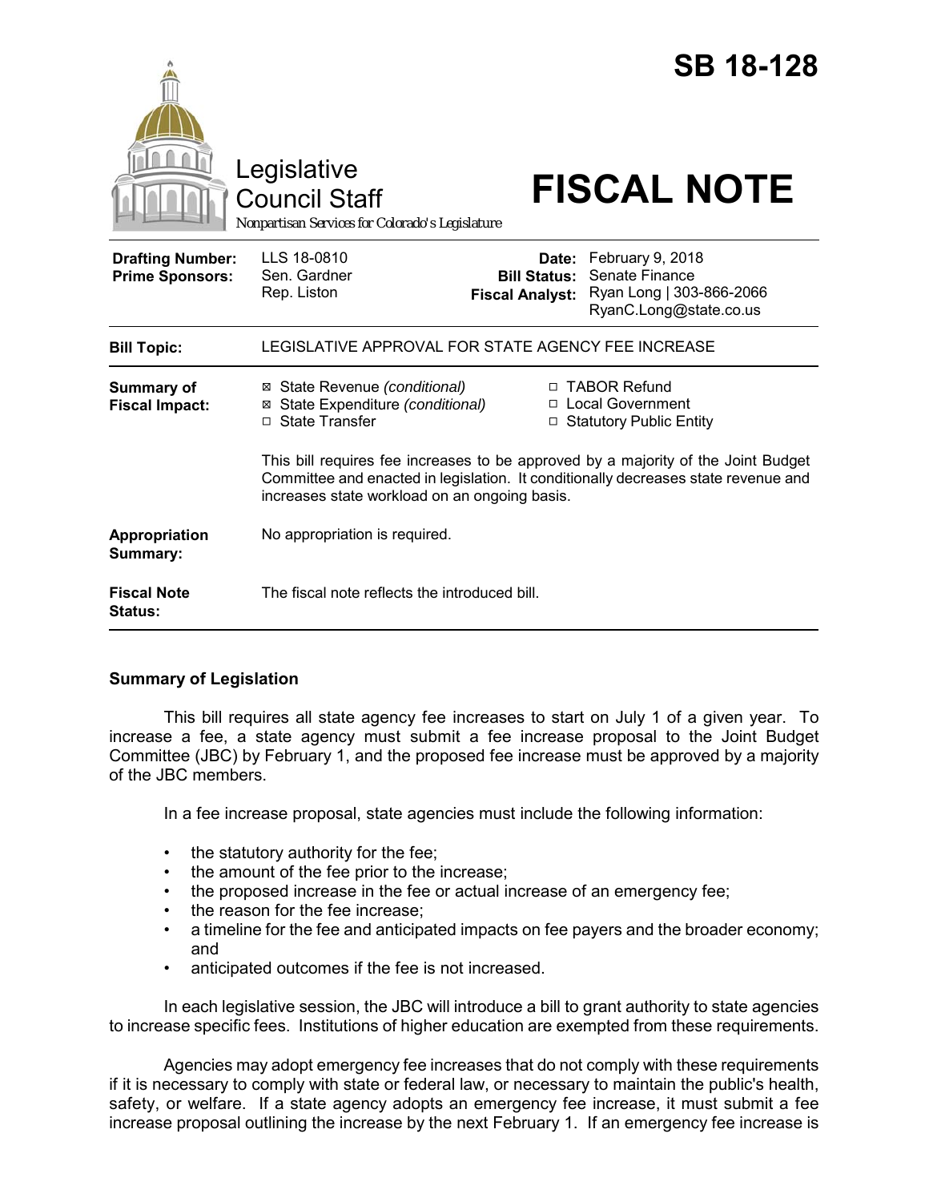# SB 18-128

Legislative Council Staff

Nonpartisan Services for Colorado's Legislature

# FISCAL NOTE

| | | | |
|---|---|---|---|
| **Drafting Number:** | LLS 18-0810 | **Date:** | February 9, 2018 |
| **Prime Sponsors:** | Sen. Gardner<br>Rep. Liston | **Bill Status:** | Senate Finance |
| | | **Fiscal Analyst:** | Ryan Long \| 303-866-2066<br>RyanC.Long@state.co.us |

| | |
|---|---|
| **Bill Topic:** | LEGISLATIVE APPROVAL FOR STATE AGENCY FEE INCREASE |
| **Summary of Fiscal Impact:** | ☒ State Revenue *(conditional)*<br>☒ State Expenditure *(conditional)*<br>☐ State Transfer<br>☐ TABOR Refund<br>☐ Local Government<br>☐ Statutory Public Entity<br><br>This bill requires fee increases to be approved by a majority of the Joint Budget Committee and enacted in legislation. It conditionally decreases state revenue and increases state workload on an ongoing basis. |
| **Appropriation Summary:** | No appropriation is required. |
| **Fiscal Note Status:** | The fiscal note reflects the introduced bill. |

## Summary of Legislation

This bill requires all state agency fee increases to start on July 1 of a given year. To increase a fee, a state agency must submit a fee increase proposal to the Joint Budget Committee (JBC) by February 1, and the proposed fee increase must be approved by a majority of the JBC members.

In a fee increase proposal, state agencies must include the following information:

- the statutory authority for the fee;
- the amount of the fee prior to the increase;
- the proposed increase in the fee or actual increase of an emergency fee;
- the reason for the fee increase;
- a timeline for the fee and anticipated impacts on fee payers and the broader economy; and
- anticipated outcomes if the fee is not increased.

In each legislative session, the JBC will introduce a bill to grant authority to state agencies to increase specific fees. Institutions of higher education are exempted from these requirements.

Agencies may adopt emergency fee increases that do not comply with these requirements if it is necessary to comply with state or federal law, or necessary to maintain the public's health, safety, or welfare. If a state agency adopts an emergency fee increase, it must submit a fee increase proposal outlining the increase by the next February 1. If an emergency fee increase is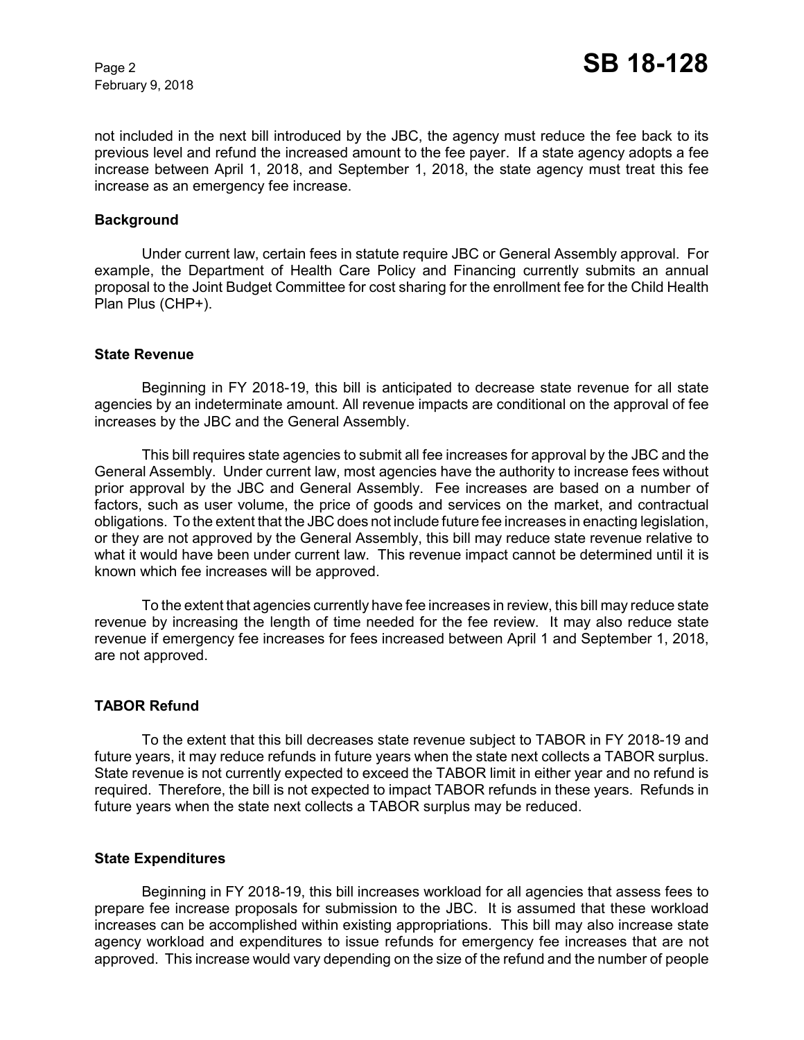not included in the next bill introduced by the JBC, the agency must reduce the fee back to its previous level and refund the increased amount to the fee payer. If a state agency adopts a fee increase between April 1, 2018, and September 1, 2018, the state agency must treat this fee increase as an emergency fee increase.

### Background

Under current law, certain fees in statute require JBC or General Assembly approval. For example, the Department of Health Care Policy and Financing currently submits an annual proposal to the Joint Budget Committee for cost sharing for the enrollment fee for the Child Health Plan Plus (CHP+).

### State Revenue

Beginning in FY 2018-19, this bill is anticipated to decrease state revenue for all state agencies by an indeterminate amount. All revenue impacts are conditional on the approval of fee increases by the JBC and the General Assembly.

This bill requires state agencies to submit all fee increases for approval by the JBC and the General Assembly. Under current law, most agencies have the authority to increase fees without prior approval by the JBC and General Assembly. Fee increases are based on a number of factors, such as user volume, the price of goods and services on the market, and contractual obligations. To the extent that the JBC does not include future fee increases in enacting legislation, or they are not approved by the General Assembly, this bill may reduce state revenue relative to what it would have been under current law. This revenue impact cannot be determined until it is known which fee increases will be approved.

To the extent that agencies currently have fee increases in review, this bill may reduce state revenue by increasing the length of time needed for the fee review. It may also reduce state revenue if emergency fee increases for fees increased between April 1 and September 1, 2018, are not approved.

### TABOR Refund

To the extent that this bill decreases state revenue subject to TABOR in FY 2018-19 and future years, it may reduce refunds in future years when the state next collects a TABOR surplus. State revenue is not currently expected to exceed the TABOR limit in either year and no refund is required. Therefore, the bill is not expected to impact TABOR refunds in these years. Refunds in future years when the state next collects a TABOR surplus may be reduced.

### State Expenditures

Beginning in FY 2018-19, this bill increases workload for all agencies that assess fees to prepare fee increase proposals for submission to the JBC. It is assumed that these workload increases can be accomplished within existing appropriations. This bill may also increase state agency workload and expenditures to issue refunds for emergency fee increases that are not approved. This increase would vary depending on the size of the refund and the number of people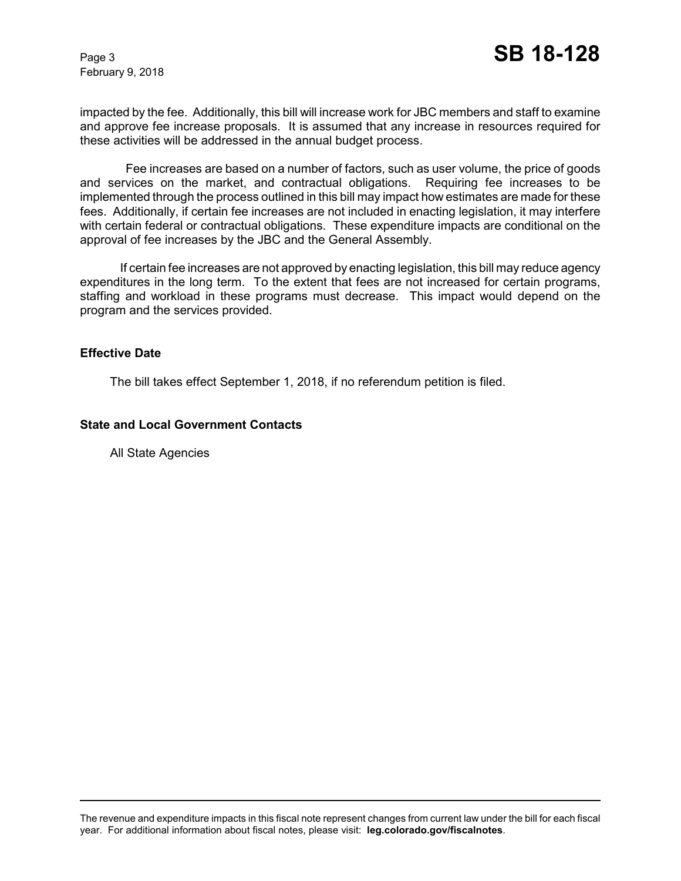impacted by the fee. Additionally, this bill will increase work for JBC members and staff to examine and approve fee increase proposals. It is assumed that any increase in resources required for these activities will be addressed in the annual budget process.

Fee increases are based on a number of factors, such as user volume, the price of goods and services on the market, and contractual obligations. Requiring fee increases to be implemented through the process outlined in this bill may impact how estimates are made for these fees. Additionally, if certain fee increases are not included in enacting legislation, it may interfere with certain federal or contractual obligations. These expenditure impacts are conditional on the approval of fee increases by the JBC and the General Assembly.

If certain fee increases are not approved by enacting legislation, this bill may reduce agency expenditures in the long term. To the extent that fees are not increased for certain programs, staffing and workload in these programs must decrease. This impact would depend on the program and the services provided.

### Effective Date

The bill takes effect September 1, 2018, if no referendum petition is filed.

### State and Local Government Contacts

All State Agencies

The revenue and expenditure impacts in this fiscal note represent changes from current law under the bill for each fiscal year. For additional information about fiscal notes, please visit: **leg.colorado.gov/fiscalnotes**.